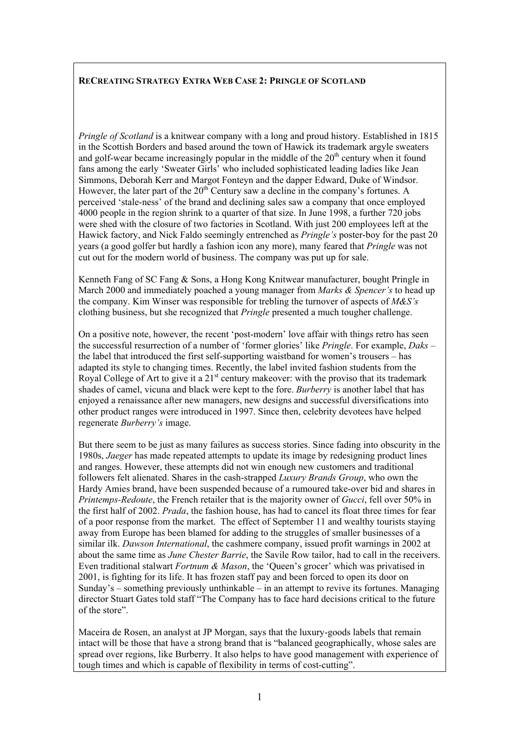**RECREATING STRATEGY EXTRA WEB CASE 2: PRINGLE OF SCOTLAND**

*Pringle of Scotland* is a knitwear company with a long and proud history. Established in 1815 in the Scottish Borders and based around the town of Hawick its trademark argyle sweaters and golf-wear became increasingly popular in the middle of the 20th century when it found fans among the early 'Sweater Girls' who included sophisticated leading ladies like Jean Simmons, Deborah Kerr and Margot Fonteyn and the dapper Edward, Duke of Windsor. However, the later part of the 20th Century saw a decline in the company's fortunes. A perceived 'stale-ness' of the brand and declining sales saw a company that once employed 4000 people in the region shrink to a quarter of that size. In June 1998, a further 720 jobs were shed with the closure of two factories in Scotland. With just 200 employees left at the Hawick factory, and Nick Faldo seemingly entrenched as *Pringle's* poster-boy for the past 20 years (a good golfer but hardly a fashion icon any more), many feared that *Pringle* was not cut out for the modern world of business. The company was put up for sale.

Kenneth Fang of SC Fang & Sons, a Hong Kong Knitwear manufacturer, bought Pringle in March 2000 and immediately poached a young manager from *Marks & Spencer's* to head up the company. Kim Winser was responsible for trebling the turnover of aspects of *M&S's* clothing business, but she recognized that *Pringle* presented a much tougher challenge.

On a positive note, however, the recent 'post-modern' love affair with things retro has seen the successful resurrection of a number of 'former glories' like *Pringle*. For example, *Daks* – the label that introduced the first self-supporting waistband for women's trousers – has adapted its style to changing times. Recently, the label invited fashion students from the Royal College of Art to give it a 21st century makeover: with the proviso that its trademark shades of camel, vicuna and black were kept to the fore. *Burberry* is another label that has enjoyed a renaissance after new managers, new designs and successful diversifications into other product ranges were introduced in 1997. Since then, celebrity devotees have helped regenerate *Burberry's* image.

But there seem to be just as many failures as success stories. Since fading into obscurity in the 1980s, *Jaeger* has made repeated attempts to update its image by redesigning product lines and ranges. However, these attempts did not win enough new customers and traditional followers felt alienated. Shares in the cash-strapped *Luxury Brands Group*, who own the Hardy Amies brand, have been suspended because of a rumoured take-over bid and shares in *Printemps-Redoute*, the French retailer that is the majority owner of *Gucci*, fell over 50% in the first half of 2002. *Prada*, the fashion house, has had to cancel its float three times for fear of a poor response from the market. The effect of September 11 and wealthy tourists staying away from Europe has been blamed for adding to the struggles of smaller businesses of a similar ilk. *Dawson International*, the cashmere company, issued profit warnings in 2002 at about the same time as *June Chester Barrie*, the Savile Row tailor, had to call in the receivers. Even traditional stalwart *Fortnum & Mason*, the 'Queen's grocer' which was privatised in 2001, is fighting for its life. It has frozen staff pay and been forced to open its door on Sunday's – something previously unthinkable – in an attempt to revive its fortunes. Managing director Stuart Gates told staff "The Company has to face hard decisions critical to the future of the store".

Maceira de Rosen, an analyst at JP Morgan, says that the luxury-goods labels that remain intact will be those that have a strong brand that is "balanced geographically, whose sales are spread over regions, like Burberry. It also helps to have good management with experience of tough times and which is capable of flexibility in terms of cost-cutting".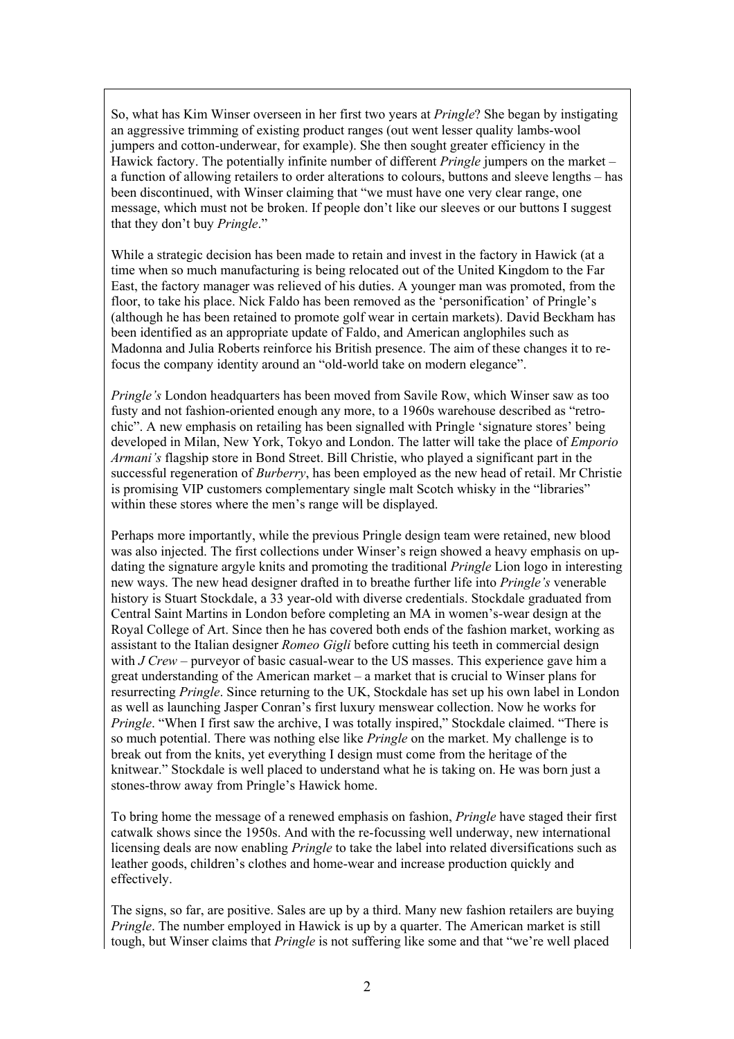So, what has Kim Winser overseen in her first two years at *Pringle*? She began by instigating an aggressive trimming of existing product ranges (out went lesser quality lambs-wool jumpers and cotton-underwear, for example). She then sought greater efficiency in the Hawick factory. The potentially infinite number of different *Pringle* jumpers on the market – a function of allowing retailers to order alterations to colours, buttons and sleeve lengths – has been discontinued, with Winser claiming that "we must have one very clear range, one message, which must not be broken. If people don't like our sleeves or our buttons I suggest that they don't buy *Pringle*."

While a strategic decision has been made to retain and invest in the factory in Hawick (at a time when so much manufacturing is being relocated out of the United Kingdom to the Far East, the factory manager was relieved of his duties. A younger man was promoted, from the floor, to take his place. Nick Faldo has been removed as the 'personification' of Pringle's (although he has been retained to promote golf wear in certain markets). David Beckham has been identified as an appropriate update of Faldo, and American anglophiles such as Madonna and Julia Roberts reinforce his British presence. The aim of these changes it to re-focus the company identity around an "old-world take on modern elegance".

*Pringle's* London headquarters has been moved from Savile Row, which Winser saw as too fusty and not fashion-oriented enough any more, to a 1960s warehouse described as "retro-chic". A new emphasis on retailing has been signalled with Pringle 'signature stores' being developed in Milan, New York, Tokyo and London. The latter will take the place of *Emporio Armani's* flagship store in Bond Street. Bill Christie, who played a significant part in the successful regeneration of *Burberry*, has been employed as the new head of retail. Mr Christie is promising VIP customers complementary single malt Scotch whisky in the "libraries" within these stores where the men's range will be displayed.

Perhaps more importantly, while the previous Pringle design team were retained, new blood was also injected. The first collections under Winser's reign showed a heavy emphasis on up-dating the signature argyle knits and promoting the traditional *Pringle* Lion logo in interesting new ways. The new head designer drafted in to breathe further life into *Pringle's* venerable history is Stuart Stockdale, a 33 year-old with diverse credentials. Stockdale graduated from Central Saint Martins in London before completing an MA in women's-wear design at the Royal College of Art. Since then he has covered both ends of the fashion market, working as assistant to the Italian designer *Romeo Gigli* before cutting his teeth in commercial design with *J Crew* – purveyor of basic casual-wear to the US masses. This experience gave him a great understanding of the American market – a market that is crucial to Winser plans for resurrecting *Pringle*. Since returning to the UK, Stockdale has set up his own label in London as well as launching Jasper Conran's first luxury menswear collection. Now he works for *Pringle*. "When I first saw the archive, I was totally inspired," Stockdale claimed. "There is so much potential. There was nothing else like *Pringle* on the market. My challenge is to break out from the knits, yet everything I design must come from the heritage of the knitwear." Stockdale is well placed to understand what he is taking on. He was born just a stones-throw away from Pringle's Hawick home.

To bring home the message of a renewed emphasis on fashion, *Pringle* have staged their first catwalk shows since the 1950s. And with the re-focussing well underway, new international licensing deals are now enabling *Pringle* to take the label into related diversifications such as leather goods, children's clothes and home-wear and increase production quickly and effectively.

The signs, so far, are positive. Sales are up by a third. Many new fashion retailers are buying *Pringle*. The number employed in Hawick is up by a quarter. The American market is still tough, but Winser claims that *Pringle* is not suffering like some and that "we're well placed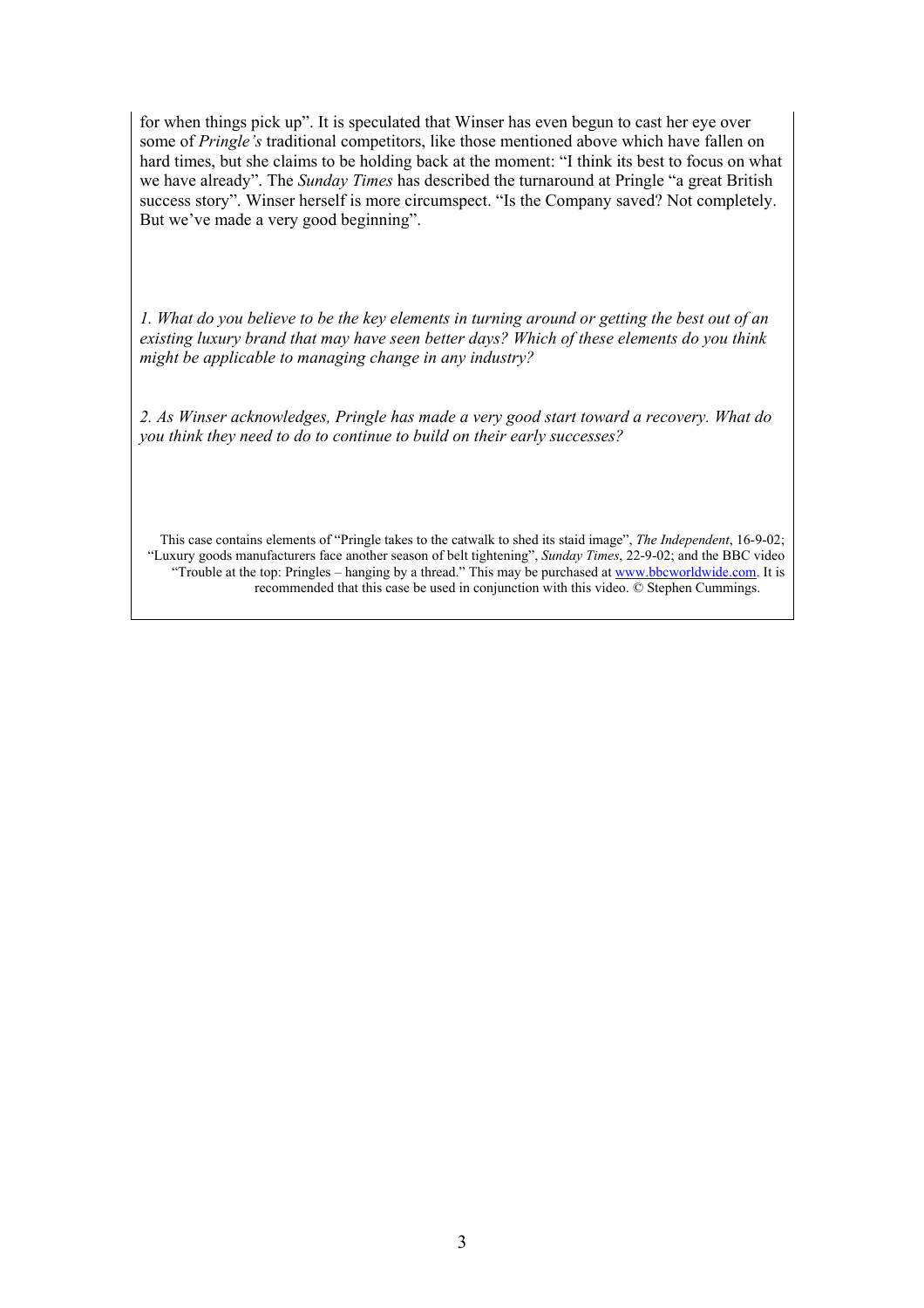for when things pick up". It is speculated that Winser has even begun to cast her eye over some of *Pringle's* traditional competitors, like those mentioned above which have fallen on hard times, but she claims to be holding back at the moment: "I think its best to focus on what we have already". The *Sunday Times* has described the turnaround at Pringle "a great British success story". Winser herself is more circumspect. "Is the Company saved? Not completely. But we've made a very good beginning".

*1. What do you believe to be the key elements in turning around or getting the best out of an existing luxury brand that may have seen better days? Which of these elements do you think might be applicable to managing change in any industry?*

*2. As Winser acknowledges, Pringle has made a very good start toward a recovery. What do you think they need to do to continue to build on their early successes?*

This case contains elements of "Pringle takes to the catwalk to shed its staid image", *The Independent*, 16-9-02; "Luxury goods manufacturers face another season of belt tightening", *Sunday Times*, 22-9-02; and the BBC video "Trouble at the top: Pringles – hanging by a thread." This may be purchased at www.bbcworldwide.com. It is recommended that this case be used in conjunction with this video. © Stephen Cummings.